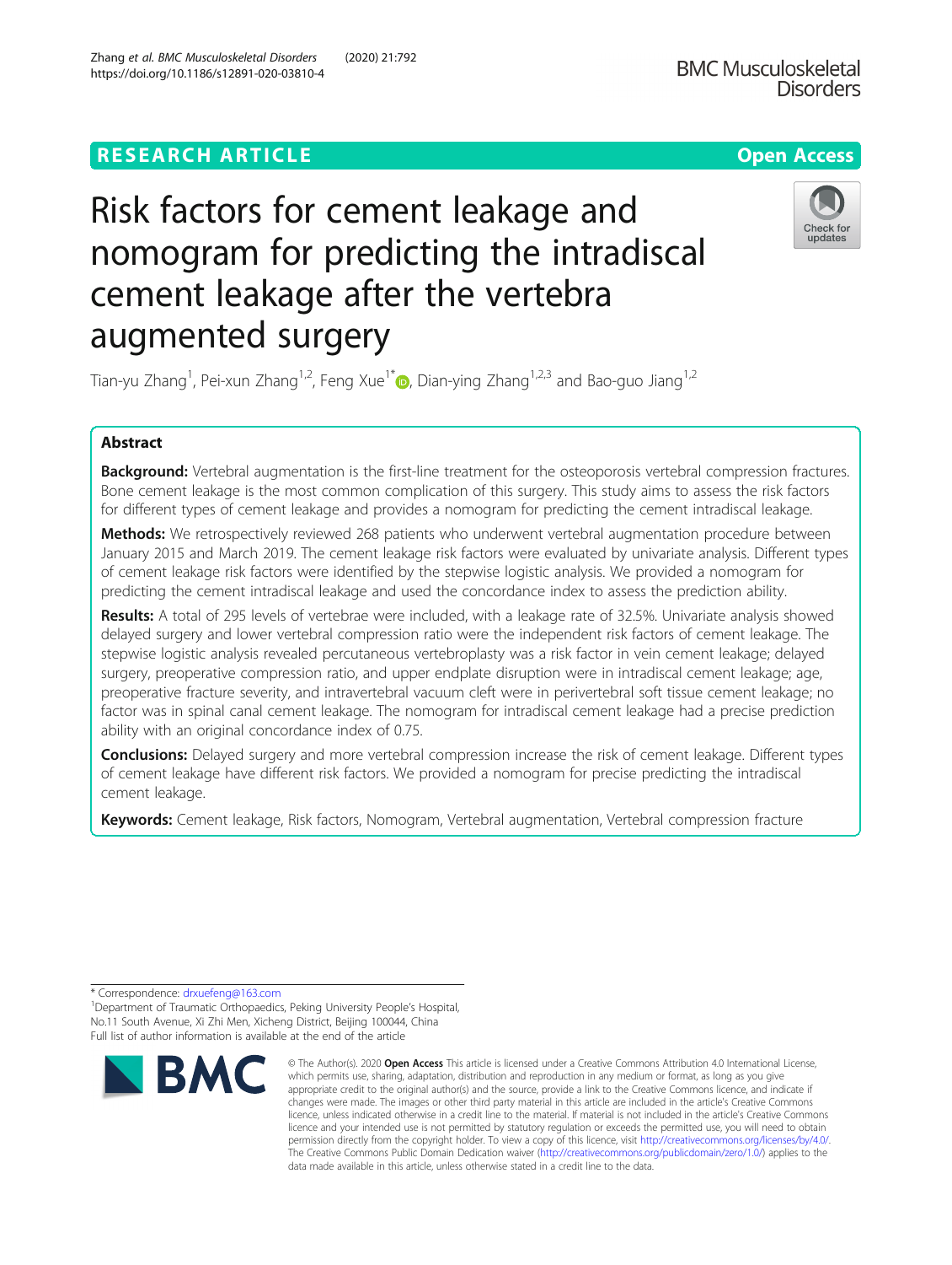RESEARCH ARTICLE

Open Access

# Risk factors for cement leakage and nomogram for predicting the intradiscal cement leakage after the vertebra augmented surgery

Tian-yu Zhang[1], Pei-xun Zhang[1,2], Feng Xue[1*], Dian-ying Zhang[1,2,3] and Bao-guo Jiang[1,2]

## Abstract

**Background:** Vertebral augmentation is the first-line treatment for the osteoporosis vertebral compression fractures. Bone cement leakage is the most common complication of this surgery. This study aims to assess the risk factors for different types of cement leakage and provides a nomogram for predicting the cement intradiscal leakage.

**Methods:** We retrospectively reviewed 268 patients who underwent vertebral augmentation procedure between January 2015 and March 2019. The cement leakage risk factors were evaluated by univariate analysis. Different types of cement leakage risk factors were identified by the stepwise logistic analysis. We provided a nomogram for predicting the cement intradiscal leakage and used the concordance index to assess the prediction ability.

**Results:** A total of 295 levels of vertebrae were included, with a leakage rate of 32.5%. Univariate analysis showed delayed surgery and lower vertebral compression ratio were the independent risk factors of cement leakage. The stepwise logistic analysis revealed percutaneous vertebroplasty was a risk factor in vein cement leakage; delayed surgery, preoperative compression ratio, and upper endplate disruption were in intradiscal cement leakage; age, preoperative fracture severity, and intravertebral vacuum cleft were in perivertebral soft tissue cement leakage; no factor was in spinal canal cement leakage. The nomogram for intradiscal cement leakage had a precise prediction ability with an original concordance index of 0.75.

**Conclusions:** Delayed surgery and more vertebral compression increase the risk of cement leakage. Different types of cement leakage have different risk factors. We provided a nomogram for precise predicting the intradiscal cement leakage.

**Keywords:** Cement leakage, Risk factors, Nomogram, Vertebral augmentation, Vertebral compression fracture

* Correspondence: drxuefeng@163.com
[1]Department of Traumatic Orthopaedics, Peking University People's Hospital, No.11 South Avenue, Xi Zhi Men, Xicheng District, Beijing 100044, China
Full list of author information is available at the end of the article

© The Author(s). 2020 **Open Access** This article is licensed under a Creative Commons Attribution 4.0 International License, which permits use, sharing, adaptation, distribution and reproduction in any medium or format, as long as you give appropriate credit to the original author(s) and the source, provide a link to the Creative Commons licence, and indicate if changes were made. The images or other third party material in this article are included in the article's Creative Commons licence, unless indicated otherwise in a credit line to the material. If material is not included in the article's Creative Commons licence and your intended use is not permitted by statutory regulation or exceeds the permitted use, you will need to obtain permission directly from the copyright holder. To view a copy of this licence, visit http://creativecommons.org/licenses/by/4.0/. The Creative Commons Public Domain Dedication waiver (http://creativecommons.org/publicdomain/zero/1.0/) applies to the data made available in this article, unless otherwise stated in a credit line to the data.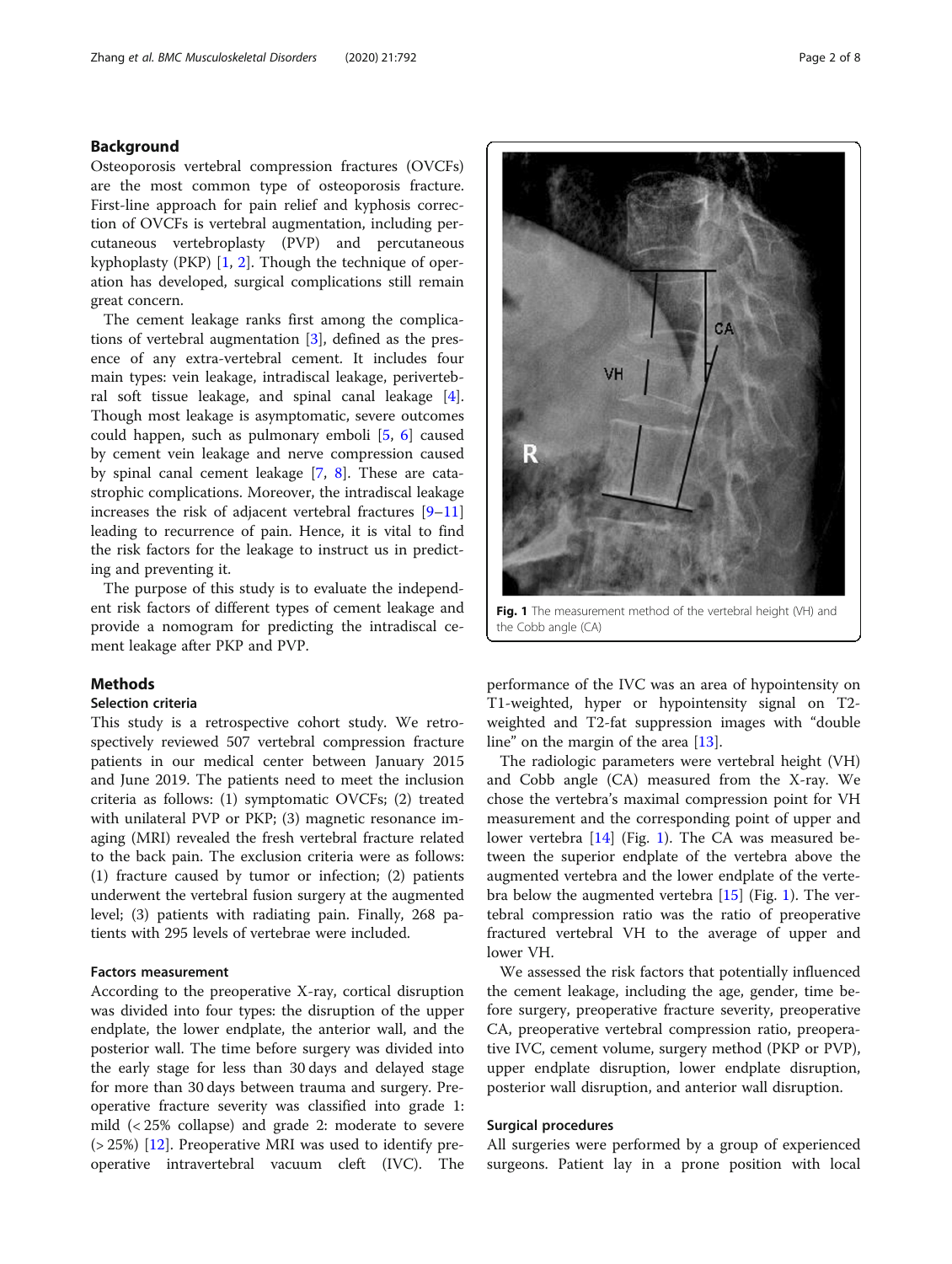## Background

Osteoporosis vertebral compression fractures (OVCFs) are the most common type of osteoporosis fracture. First-line approach for pain relief and kyphosis correction of OVCFs is vertebral augmentation, including percutaneous vertebroplasty (PVP) and percutaneous kyphoplasty (PKP) [1, 2]. Though the technique of operation has developed, surgical complications still remain great concern.

The cement leakage ranks first among the complications of vertebral augmentation [3], defined as the presence of any extra-vertebral cement. It includes four main types: vein leakage, intradiscal leakage, perivertebral soft tissue leakage, and spinal canal leakage [4]. Though most leakage is asymptomatic, severe outcomes could happen, such as pulmonary emboli [5, 6] caused by cement vein leakage and nerve compression caused by spinal canal cement leakage [7, 8]. These are catastrophic complications. Moreover, the intradiscal leakage increases the risk of adjacent vertebral fractures [9–11] leading to recurrence of pain. Hence, it is vital to find the risk factors for the leakage to instruct us in predicting and preventing it.

The purpose of this study is to evaluate the independent risk factors of different types of cement leakage and provide a nomogram for predicting the intradiscal cement leakage after PKP and PVP.

## Methods

### Selection criteria

This study is a retrospective cohort study. We retrospectively reviewed 507 vertebral compression fracture patients in our medical center between January 2015 and June 2019. The patients need to meet the inclusion criteria as follows: (1) symptomatic OVCFs; (2) treated with unilateral PVP or PKP; (3) magnetic resonance imaging (MRI) revealed the fresh vertebral fracture related to the back pain. The exclusion criteria were as follows: (1) fracture caused by tumor or infection; (2) patients underwent the vertebral fusion surgery at the augmented level; (3) patients with radiating pain. Finally, 268 patients with 295 levels of vertebrae were included.

### Factors measurement

According to the preoperative X-ray, cortical disruption was divided into four types: the disruption of the upper endplate, the lower endplate, the anterior wall, and the posterior wall. The time before surgery was divided into the early stage for less than 30 days and delayed stage for more than 30 days between trauma and surgery. Preoperative fracture severity was classified into grade 1: mild (< 25% collapse) and grade 2: moderate to severe (> 25%) [12]. Preoperative MRI was used to identify preoperative intravertebral vacuum cleft (IVC). The performance of the IVC was an area of hypointensity on T1-weighted, hyper or hypointensity signal on T2-weighted and T2-fat suppression images with "double line" on the margin of the area [13].

Fig. 1 The measurement method of the vertebral height (VH) and the Cobb angle (CA)

The radiologic parameters were vertebral height (VH) and Cobb angle (CA) measured from the X-ray. We chose the vertebra's maximal compression point for VH measurement and the corresponding point of upper and lower vertebra [14] (Fig. 1). The CA was measured between the superior endplate of the vertebra above the augmented vertebra and the lower endplate of the vertebra below the augmented vertebra [15] (Fig. 1). The vertebral compression ratio was the ratio of preoperative fractured vertebral VH to the average of upper and lower VH.

We assessed the risk factors that potentially influenced the cement leakage, including the age, gender, time before surgery, preoperative fracture severity, preoperative CA, preoperative vertebral compression ratio, preoperative IVC, cement volume, surgery method (PKP or PVP), upper endplate disruption, lower endplate disruption, posterior wall disruption, and anterior wall disruption.

### Surgical procedures

All surgeries were performed by a group of experienced surgeons. Patient lay in a prone position with local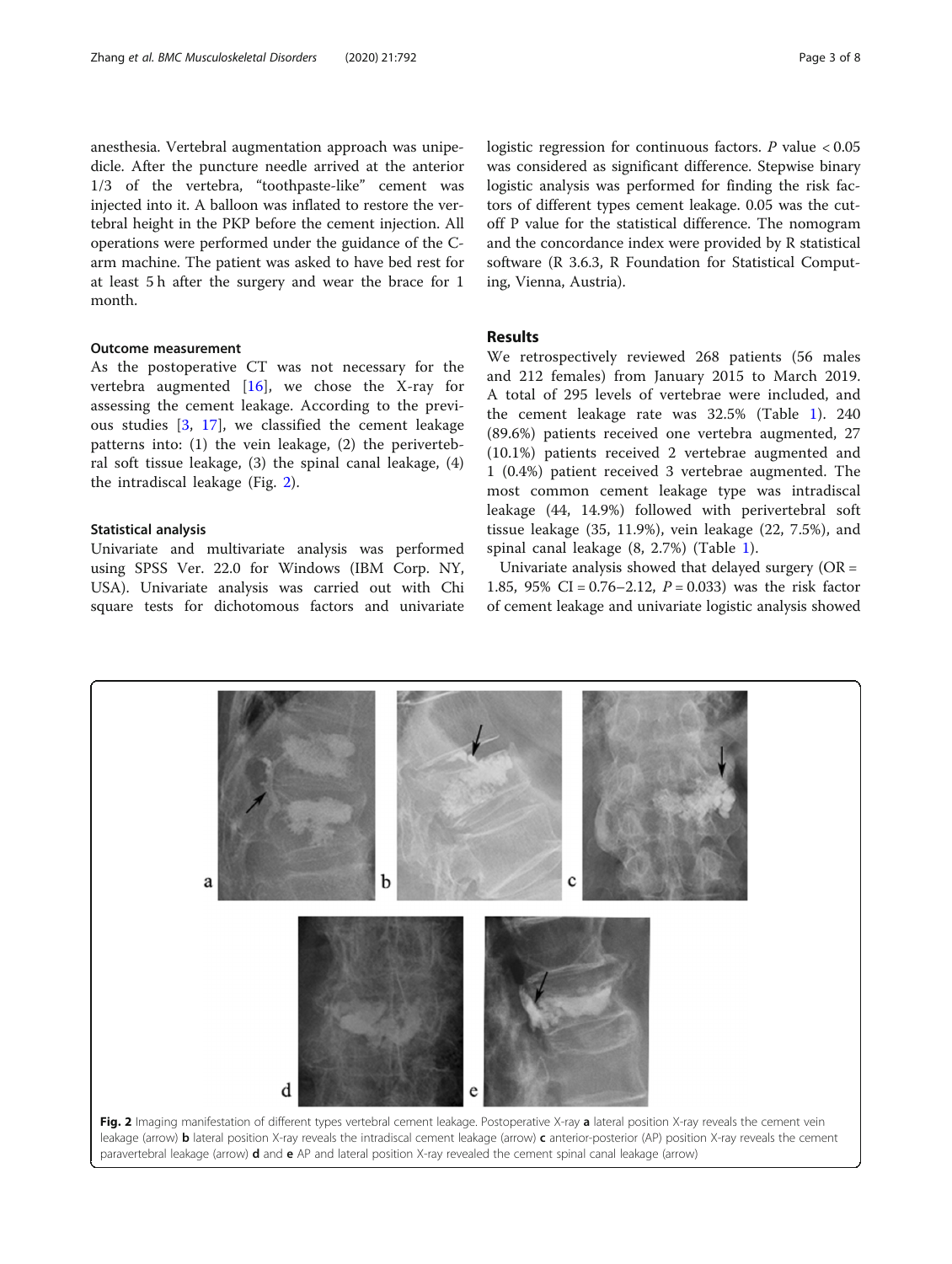anesthesia. Vertebral augmentation approach was unipedicle. After the puncture needle arrived at the anterior 1/3 of the vertebra, "toothpaste-like" cement was injected into it. A balloon was inflated to restore the vertebral height in the PKP before the cement injection. All operations were performed under the guidance of the C-arm machine. The patient was asked to have bed rest for at least 5 h after the surgery and wear the brace for 1 month.

### Outcome measurement

As the postoperative CT was not necessary for the vertebra augmented [16], we chose the X-ray for assessing the cement leakage. According to the previous studies [3, 17], we classified the cement leakage patterns into: (1) the vein leakage, (2) the perivertebral soft tissue leakage, (3) the spinal canal leakage, (4) the intradiscal leakage (Fig. 2).

### Statistical analysis

Univariate and multivariate analysis was performed using SPSS Ver. 22.0 for Windows (IBM Corp. NY, USA). Univariate analysis was carried out with Chi square tests for dichotomous factors and univariate logistic regression for continuous factors. $P$ value $< 0.05$ was considered as significant difference. Stepwise binary logistic analysis was performed for finding the risk factors of different types cement leakage. 0.05 was the cut-off P value for the statistical difference. The nomogram and the concordance index were provided by R statistical software (R 3.6.3, R Foundation for Statistical Computing, Vienna, Austria).

## Results

We retrospectively reviewed 268 patients (56 males and 212 females) from January 2015 to March 2019. A total of 295 levels of vertebrae were included, and the cement leakage rate was 32.5% (Table 1). 240 (89.6%) patients received one vertebra augmented, 27 (10.1%) patients received 2 vertebrae augmented and 1 (0.4%) patient received 3 vertebrae augmented. The most common cement leakage type was intradiscal leakage (44, 14.9%) followed with perivertebral soft tissue leakage (35, 11.9%), vein leakage (22, 7.5%), and spinal canal leakage (8, 2.7%) (Table 1).

Univariate analysis showed that delayed surgery (OR = 1.85, 95% CI = 0.76–2.12, $P = 0.033$) was the risk factor of cement leakage and univariate logistic analysis showed

**Fig. 2** Imaging manifestation of different types vertebral cement leakage. Postoperative X-ray **a** lateral position X-ray reveals the cement vein leakage (arrow) **b** lateral position X-ray reveals the intradiscal cement leakage (arrow) **c** anterior-posterior (AP) position X-ray reveals the cement paravertebral leakage (arrow) **d** and **e** AP and lateral position X-ray revealed the cement spinal canal leakage (arrow)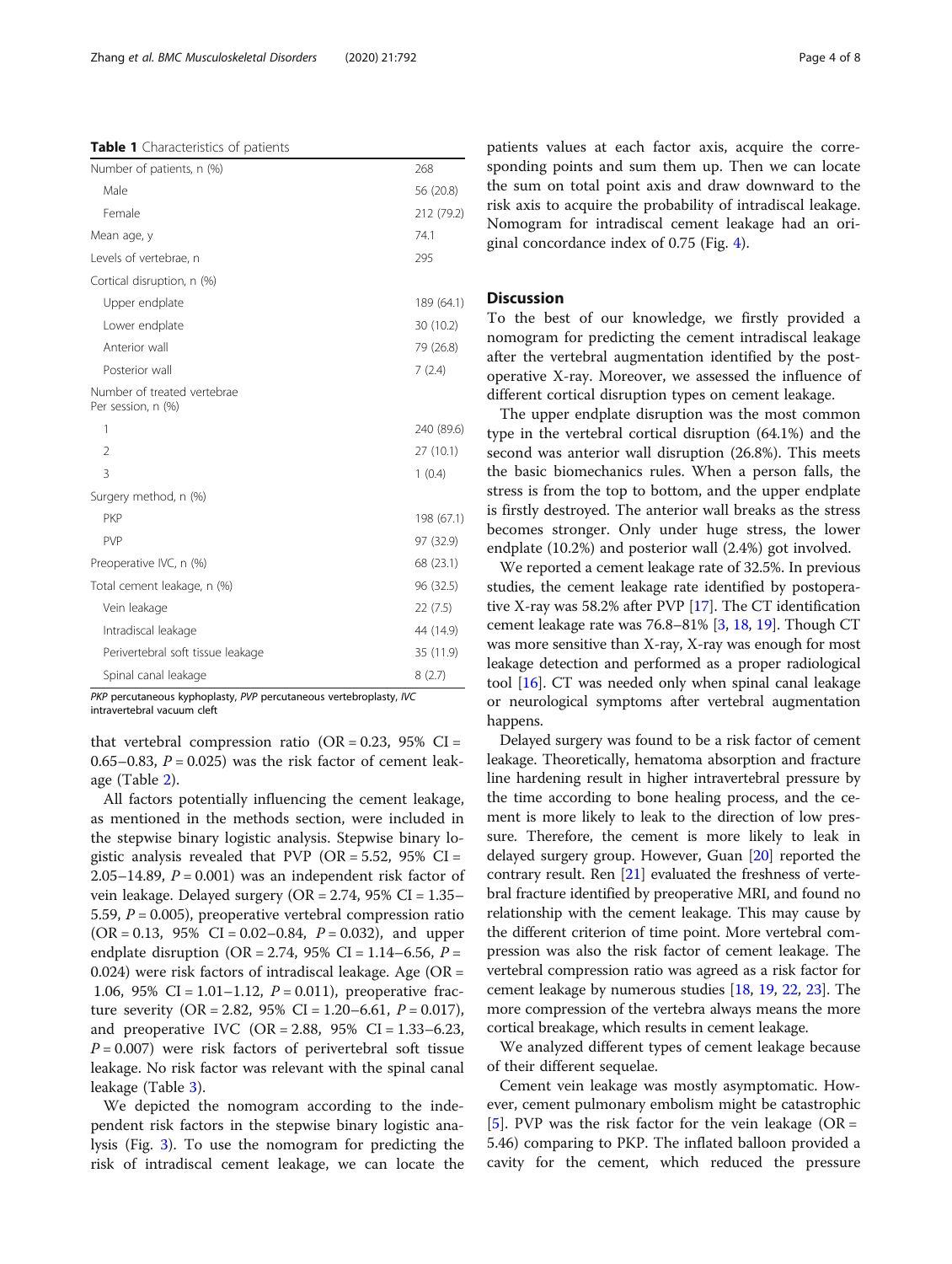**Table 1** Characteristics of patients

| | |
|---|---|
| Number of patients, n (%) | 268 |
| Male | 56 (20.8) |
| Female | 212 (79.2) |
| Mean age, y | 74.1 |
| Levels of vertebrae, n | 295 |
| Cortical disruption, n (%) | |
| Upper endplate | 189 (64.1) |
| Lower endplate | 30 (10.2) |
| Anterior wall | 79 (26.8) |
| Posterior wall | 7 (2.4) |
| Number of treated vertebrae Per session, n (%) | |
| 1 | 240 (89.6) |
| 2 | 27 (10.1) |
| 3 | 1 (0.4) |
| Surgery method, n (%) | |
| PKP | 198 (67.1) |
| PVP | 97 (32.9) |
| Preoperative IVC, n (%) | 68 (23.1) |
| Total cement leakage, n (%) | 96 (32.5) |
| Vein leakage | 22 (7.5) |
| Intradiscal leakage | 44 (14.9) |
| Perivertebral soft tissue leakage | 35 (11.9) |
| Spinal canal leakage | 8 (2.7) |

*PKP* percutaneous kyphoplasty, *PVP* percutaneous vertebroplasty, *IVC* intravertebral vacuum cleft

that vertebral compression ratio (OR = 0.23, 95% CI = 0.65–0.83, $P = 0.025$) was the risk factor of cement leakage (Table 2).

All factors potentially influencing the cement leakage, as mentioned in the methods section, were included in the stepwise binary logistic analysis. Stepwise binary logistic analysis revealed that PVP (OR = 5.52, 95% CI = 2.05–14.89, $P = 0.001$) was an independent risk factor of vein leakage. Delayed surgery (OR = 2.74, 95% CI = 1.35–5.59, $P = 0.005$), preoperative vertebral compression ratio (OR = 0.13, 95% CI = 0.02–0.84, $P = 0.032$), and upper endplate disruption (OR = 2.74, 95% CI = 1.14–6.56, $P = 0.024$) were risk factors of intradiscal leakage. Age (OR = 1.06, 95% CI = 1.01–1.12, $P = 0.011$), preoperative fracture severity (OR = 2.82, 95% CI = 1.20–6.61, $P = 0.017$), and preoperative IVC (OR = 2.88, 95% CI = 1.33–6.23, $P = 0.007$) were risk factors of perivertebral soft tissue leakage. No risk factor was relevant with the spinal canal leakage (Table 3).

We depicted the nomogram according to the independent risk factors in the stepwise binary logistic analysis (Fig. 3). To use the nomogram for predicting the risk of intradiscal cement leakage, we can locate the patients values at each factor axis, acquire the corresponding points and sum them up. Then we can locate the sum on total point axis and draw downward to the risk axis to acquire the probability of intradiscal leakage. Nomogram for intradiscal cement leakage had an original concordance index of 0.75 (Fig. 4).

## Discussion

To the best of our knowledge, we firstly provided a nomogram for predicting the cement intradiscal leakage after the vertebral augmentation identified by the postoperative X-ray. Moreover, we assessed the influence of different cortical disruption types on cement leakage.

The upper endplate disruption was the most common type in the vertebral cortical disruption (64.1%) and the second was anterior wall disruption (26.8%). This meets the basic biomechanics rules. When a person falls, the stress is from the top to bottom, and the upper endplate is firstly destroyed. The anterior wall breaks as the stress becomes stronger. Only under huge stress, the lower endplate (10.2%) and posterior wall (2.4%) got involved.

We reported a cement leakage rate of 32.5%. In previous studies, the cement leakage rate identified by postoperative X-ray was 58.2% after PVP [17]. The CT identification cement leakage rate was 76.8–81% [3, 18, 19]. Though CT was more sensitive than X-ray, X-ray was enough for most leakage detection and performed as a proper radiological tool [16]. CT was needed only when spinal canal leakage or neurological symptoms after vertebral augmentation happens.

Delayed surgery was found to be a risk factor of cement leakage. Theoretically, hematoma absorption and fracture line hardening result in higher intravertebral pressure by the time according to bone healing process, and the cement is more likely to leak to the direction of low pressure. Therefore, the cement is more likely to leak in delayed surgery group. However, Guan [20] reported the contrary result. Ren [21] evaluated the freshness of vertebral fracture identified by preoperative MRI, and found no relationship with the cement leakage. This may cause by the different criterion of time point. More vertebral compression was also the risk factor of cement leakage. The vertebral compression ratio was agreed as a risk factor for cement leakage by numerous studies [18, 19, 22, 23]. The more compression of the vertebra always means the more cortical breakage, which results in cement leakage.

We analyzed different types of cement leakage because of their different sequelae.

Cement vein leakage was mostly asymptomatic. However, cement pulmonary embolism might be catastrophic [5]. PVP was the risk factor for the vein leakage (OR = 5.46) comparing to PKP. The inflated balloon provided a cavity for the cement, which reduced the pressure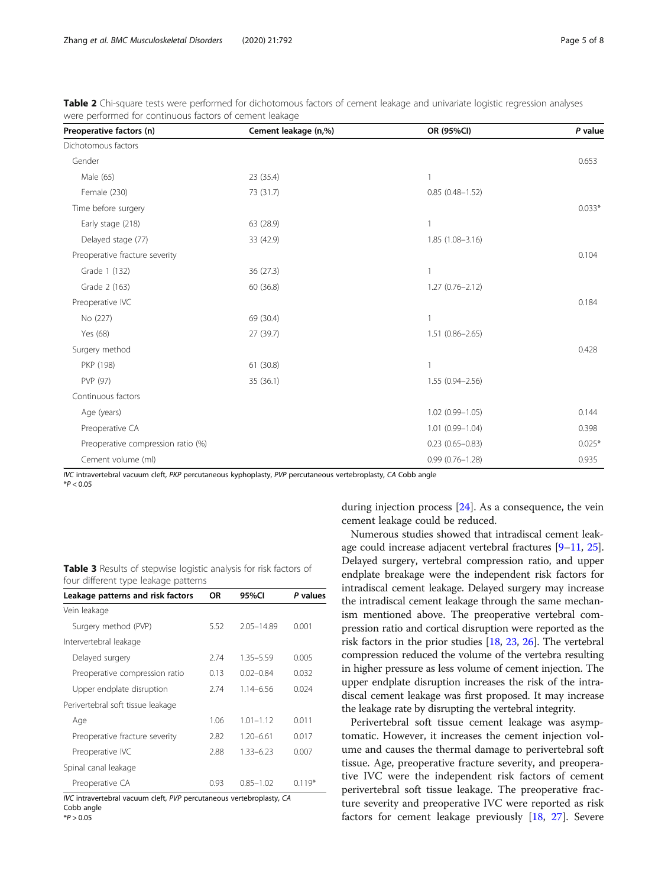**Table 2** Chi-square tests were performed for dichotomous factors of cement leakage and univariate logistic regression analyses were performed for continuous factors of cement leakage

| Preoperative factors (n) | Cement leakage (n,%) | OR (95%CI) | *P* value |
|---|---|---|---|
| Dichotomous factors | | | |
| Gender | | | 0.653 |
| Male (65) | 23 (35.4) | 1 | |
| Female (230) | 73 (31.7) | 0.85 (0.48–1.52) | |
| Time before surgery | | | 0.033* |
| Early stage (218) | 63 (28.9) | 1 | |
| Delayed stage (77) | 33 (42.9) | 1.85 (1.08–3.16) | |
| Preoperative fracture severity | | | 0.104 |
| Grade 1 (132) | 36 (27.3) | 1 | |
| Grade 2 (163) | 60 (36.8) | 1.27 (0.76–2.12) | |
| Preoperative IVC | | | 0.184 |
| No (227) | 69 (30.4) | 1 | |
| Yes (68) | 27 (39.7) | 1.51 (0.86–2.65) | |
| Surgery method | | | 0.428 |
| PKP (198) | 61 (30.8) | 1 | |
| PVP (97) | 35 (36.1) | 1.55 (0.94–2.56) | |
| Continuous factors | | | |
| Age (years) | | 1.02 (0.99–1.05) | 0.144 |
| Preoperative CA | | 1.01 (0.99–1.04) | 0.398 |
| Preoperative compression ratio (%) | | 0.23 (0.65–0.83) | 0.025* |
| Cement volume (ml) | | 0.99 (0.76–1.28) | 0.935 |

*IVC* intravertebral vacuum cleft, *PKP* percutaneous kyphoplasty, *PVP* percutaneous vertebroplasty, *CA* Cobb angle
*$P < 0.05$

**Table 3** Results of stepwise logistic analysis for risk factors of four different type leakage patterns

| Leakage patterns and risk factors | OR | 95%CI | *P* values |
|---|---|---|---|
| Vein leakage | | | |
| Surgery method (PVP) | 5.52 | 2.05–14.89 | 0.001 |
| Intervertebral leakage | | | |
| Delayed surgery | 2.74 | 1.35–5.59 | 0.005 |
| Preoperative compression ratio | 0.13 | 0.02–0.84 | 0.032 |
| Upper endplate disruption | 2.74 | 1.14–6.56 | 0.024 |
| Perivertebral soft tissue leakage | | | |
| Age | 1.06 | 1.01–1.12 | 0.011 |
| Preoperative fracture severity | 2.82 | 1.20–6.61 | 0.017 |
| Preoperative IVC | 2.88 | 1.33–6.23 | 0.007 |
| Spinal canal leakage | | | |
| Preoperative CA | 0.93 | 0.85–1.02 | 0.119* |

*IVC* intravertebral vacuum cleft, *PVP* percutaneous vertebroplasty, *CA* Cobb angle
*$P > 0.05$

during injection process [24]. As a consequence, the vein cement leakage could be reduced.

Numerous studies showed that intradiscal cement leakage could increase adjacent vertebral fractures [9–11, 25]. Delayed surgery, vertebral compression ratio, and upper endplate breakage were the independent risk factors for intradiscal cement leakage. Delayed surgery may increase the intradiscal cement leakage through the same mechanism mentioned above. The preoperative vertebral compression ratio and cortical disruption were reported as the risk factors in the prior studies [18, 23, 26]. The vertebral compression reduced the volume of the vertebra resulting in higher pressure as less volume of cement injection. The upper endplate disruption increases the risk of the intradiscal cement leakage was first proposed. It may increase the leakage rate by disrupting the vertebral integrity.

Perivertebral soft tissue cement leakage was asymptomatic. However, it increases the cement injection volume and causes the thermal damage to perivertebral soft tissue. Age, preoperative fracture severity, and preoperative IVC were the independent risk factors of cement perivertebral soft tissue leakage. The preoperative fracture severity and preoperative IVC were reported as risk factors for cement leakage previously [18, 27]. Severe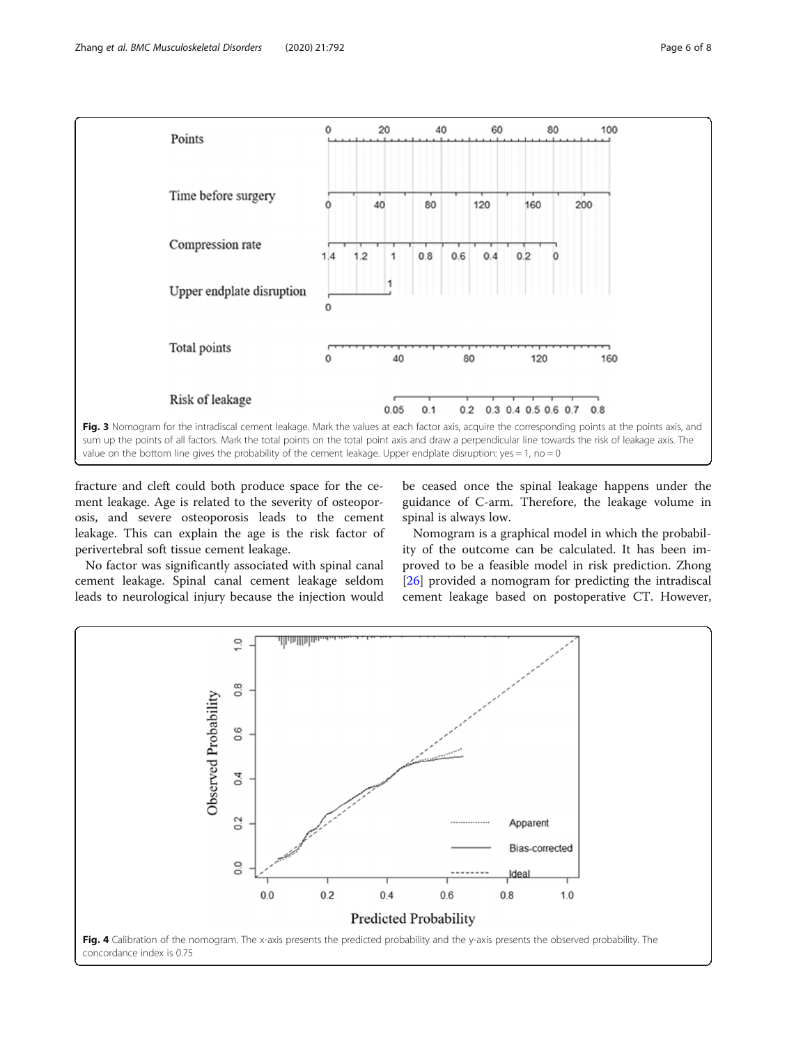Fig. 3 Nomogram for the intradiscal cement leakage. Mark the values at each factor axis, acquire the corresponding points at the points axis, and sum up the points of all factors. Mark the total points on the total point axis and draw a perpendicular line towards the risk of leakage axis. The value on the bottom line gives the probability of the cement leakage. Upper endplate disruption: yes = 1, no = 0

fracture and cleft could both produce space for the cement leakage. Age is related to the severity of osteoporosis, and severe osteoporosis leads to the cement leakage. This can explain the age is the risk factor of perivertebral soft tissue cement leakage.

No factor was significantly associated with spinal canal cement leakage. Spinal canal cement leakage seldom leads to neurological injury because the injection would be ceased once the spinal leakage happens under the guidance of C-arm. Therefore, the leakage volume in spinal is always low.

Nomogram is a graphical model in which the probability of the outcome can be calculated. It has been improved to be a feasible model in risk prediction. Zhong [26] provided a nomogram for predicting the intradiscal cement leakage based on postoperative CT. However,

Fig. 4 Calibration of the nomogram. The x-axis presents the predicted probability and the y-axis presents the observed probability. The concordance index is 0.75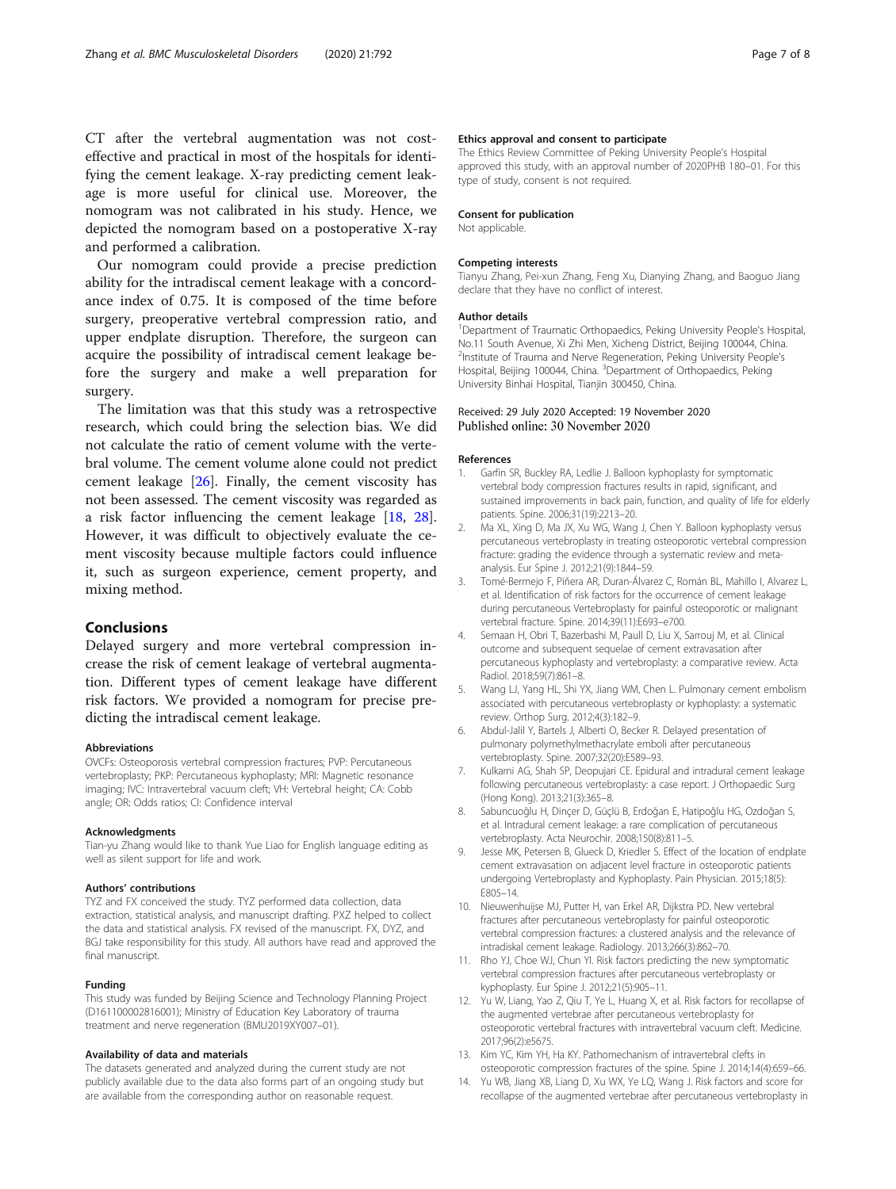CT after the vertebral augmentation was not cost-effective and practical in most of the hospitals for identifying the cement leakage. X-ray predicting cement leakage is more useful for clinical use. Moreover, the nomogram was not calibrated in his study. Hence, we depicted the nomogram based on a postoperative X-ray and performed a calibration.

Our nomogram could provide a precise prediction ability for the intradiscal cement leakage with a concordance index of 0.75. It is composed of the time before surgery, preoperative vertebral compression ratio, and upper endplate disruption. Therefore, the surgeon can acquire the possibility of intradiscal cement leakage before the surgery and make a well preparation for surgery.

The limitation was that this study was a retrospective research, which could bring the selection bias. We did not calculate the ratio of cement volume with the vertebral volume. The cement volume alone could not predict cement leakage [26]. Finally, the cement viscosity has not been assessed. The cement viscosity was regarded as a risk factor influencing the cement leakage [18, 28]. However, it was difficult to objectively evaluate the cement viscosity because multiple factors could influence it, such as surgeon experience, cement property, and mixing method.

## Conclusions

Delayed surgery and more vertebral compression increase the risk of cement leakage of vertebral augmentation. Different types of cement leakage have different risk factors. We provided a nomogram for precise predicting the intradiscal cement leakage.

#### Abbreviations

OVCFs: Osteoporosis vertebral compression fractures; PVP: Percutaneous vertebroplasty; PKP: Percutaneous kyphoplasty; MRI: Magnetic resonance imaging; IVC: Intravertebral vacuum cleft; VH: Vertebral height; CA: Cobb angle; OR: Odds ratios; CI: Confidence interval

#### Acknowledgments

Tian-yu Zhang would like to thank Yue Liao for English language editing as well as silent support for life and work.

#### Authors' contributions

TYZ and FX conceived the study. TYZ performed data collection, data extraction, statistical analysis, and manuscript drafting. PXZ helped to collect the data and statistical analysis. FX revised of the manuscript. FX, DYZ, and BGJ take responsibility for this study. All authors have read and approved the final manuscript.

#### Funding

This study was funded by Beijing Science and Technology Planning Project (D161100002816001); Ministry of Education Key Laboratory of trauma treatment and nerve regeneration (BMU2019XY007–01).

#### Availability of data and materials

The datasets generated and analyzed during the current study are not publicly available due to the data also forms part of an ongoing study but are available from the corresponding author on reasonable request.

#### Ethics approval and consent to participate

The Ethics Review Committee of Peking University People's Hospital approved this study, with an approval number of 2020PHB 180–01. For this type of study, consent is not required.

#### Consent for publication

Not applicable.

#### Competing interests

Tianyu Zhang, Pei-xun Zhang, Feng Xu, Dianying Zhang, and Baoguo Jiang declare that they have no conflict of interest.

#### Author details

[1]Department of Traumatic Orthopaedics, Peking University People's Hospital, No.11 South Avenue, Xi Zhi Men, Xicheng District, Beijing 100044, China. [2]Institute of Trauma and Nerve Regeneration, Peking University People's Hospital, Beijing 100044, China. [3]Department of Orthopaedics, Peking University Binhai Hospital, Tianjin 300450, China.

Received: 29 July 2020 Accepted: 19 November 2020
Published online: 30 November 2020

#### References

1. Garfin SR, Buckley RA, Ledlie J. Balloon kyphoplasty for symptomatic vertebral body compression fractures results in rapid, significant, and sustained improvements in back pain, function, and quality of life for elderly patients. Spine. 2006;31(19):2213–20.
2. Ma XL, Xing D, Ma JX, Xu WG, Wang J, Chen Y. Balloon kyphoplasty versus percutaneous vertebroplasty in treating osteoporotic vertebral compression fracture: grading the evidence through a systematic review and meta-analysis. Eur Spine J. 2012;21(9):1844–59.
3. Tomé-Bermejo F, Piñera AR, Duran-Álvarez C, Román BL, Mahillo I, Alvarez L, et al. Identification of risk factors for the occurrence of cement leakage during percutaneous Vertebroplasty for painful osteoporotic or malignant vertebral fracture. Spine. 2014;39(11):E693–e700.
4. Semaan H, Obri T, Bazerbashi M, Paull D, Liu X, Sarrouj M, et al. Clinical outcome and subsequent sequelae of cement extravasation after percutaneous kyphoplasty and vertebroplasty: a comparative review. Acta Radiol. 2018;59(7):861–8.
5. Wang LJ, Yang HL, Shi YX, Jiang WM, Chen L. Pulmonary cement embolism associated with percutaneous vertebroplasty or kyphoplasty: a systematic review. Orthop Surg. 2012;4(3):182–9.
6. Abdul-Jalil Y, Bartels J, Alberti O, Becker R. Delayed presentation of pulmonary polymethylmethacrylate emboli after percutaneous vertebroplasty. Spine. 2007;32(20):E589–93.
7. Kulkarni AG, Shah SP, Deopujari CE. Epidural and intradural cement leakage following percutaneous vertebroplasty: a case report. J Orthopaedic Surg (Hong Kong). 2013;21(3):365–8.
8. Sabuncuoğlu H, Dinçer D, Güçlü B, Erdoğan E, Hatipoğlu HG, Ozdoğan S, et al. Intradural cement leakage: a rare complication of percutaneous vertebroplasty. Acta Neurochir. 2008;150(8):811–5.
9. Jesse MK, Petersen B, Glueck D, Kriedler S. Effect of the location of endplate cement extravasation on adjacent level fracture in osteoporotic patients undergoing Vertebroplasty and Kyphoplasty. Pain Physician. 2015;18(5):E805–14.
10. Nieuwenhuijse MJ, Putter H, van Erkel AR, Dijkstra PD. New vertebral fractures after percutaneous vertebroplasty for painful osteoporotic vertebral compression fractures: a clustered analysis and the relevance of intradiskal cement leakage. Radiology. 2013;266(3):862–70.
11. Rho YJ, Choe WJ, Chun YI. Risk factors predicting the new symptomatic vertebral compression fractures after percutaneous vertebroplasty or kyphoplasty. Eur Spine J. 2012;21(5):905–11.
12. Yu W, Liang, Yao Z, Qiu T, Ye L, Huang X, et al. Risk factors for recollapse of the augmented vertebrae after percutaneous vertebroplasty for osteoporotic vertebral fractures with intravertebral vacuum cleft. Medicine. 2017;96(2):e5675.
13. Kim YC, Kim YH, Ha KY. Pathomechanism of intravertebral clefts in osteoporotic compression fractures of the spine. Spine J. 2014;14(4):659–66.
14. Yu WB, Jiang XB, Liang D, Xu WX, Ye LQ, Wang J. Risk factors and score for recollapse of the augmented vertebrae after percutaneous vertebroplasty in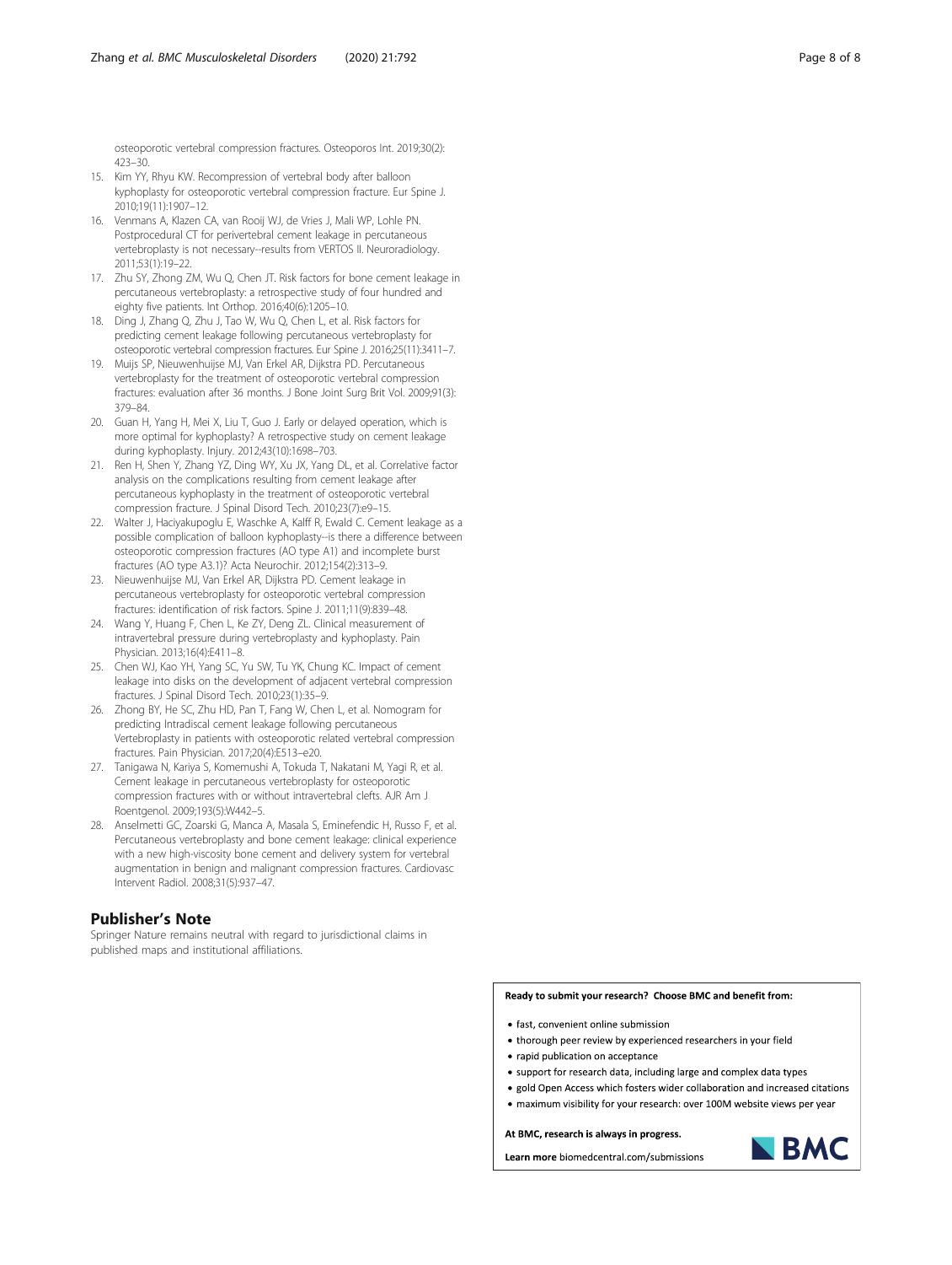osteoporotic vertebral compression fractures. Osteoporos Int. 2019;30(2): 423–30.

15. Kim YY, Rhyu KW. Recompression of vertebral body after balloon kyphoplasty for osteoporotic vertebral compression fracture. Eur Spine J. 2010;19(11):1907–12.
16. Venmans A, Klazen CA, van Rooij WJ, de Vries J, Mali WP, Lohle PN. Postprocedural CT for perivertebral cement leakage in percutaneous vertebroplasty is not necessary--results from VERTOS II. Neuroradiology. 2011;53(1):19–22.
17. Zhu SY, Zhong ZM, Wu Q, Chen JT. Risk factors for bone cement leakage in percutaneous vertebroplasty: a retrospective study of four hundred and eighty five patients. Int Orthop. 2016;40(6):1205–10.
18. Ding J, Zhang Q, Zhu J, Tao W, Wu Q, Chen L, et al. Risk factors for predicting cement leakage following percutaneous vertebroplasty for osteoporotic vertebral compression fractures. Eur Spine J. 2016;25(11):3411–7.
19. Muijs SP, Nieuwenhuijse MJ, Van Erkel AR, Dijkstra PD. Percutaneous vertebroplasty for the treatment of osteoporotic vertebral compression fractures: evaluation after 36 months. J Bone Joint Surg Brit Vol. 2009;91(3): 379–84.
20. Guan H, Yang H, Mei X, Liu T, Guo J. Early or delayed operation, which is more optimal for kyphoplasty? A retrospective study on cement leakage during kyphoplasty. Injury. 2012;43(10):1698–703.
21. Ren H, Shen Y, Zhang YZ, Ding WY, Xu JX, Yang DL, et al. Correlative factor analysis on the complications resulting from cement leakage after percutaneous kyphoplasty in the treatment of osteoporotic vertebral compression fracture. J Spinal Disord Tech. 2010;23(7):e9–15.
22. Walter J, Haciyakupoglu E, Waschke A, Kalff R, Ewald C. Cement leakage as a possible complication of balloon kyphoplasty--is there a difference between osteoporotic compression fractures (AO type A1) and incomplete burst fractures (AO type A3.1)? Acta Neurochir. 2012;154(2):313–9.
23. Nieuwenhuijse MJ, Van Erkel AR, Dijkstra PD. Cement leakage in percutaneous vertebroplasty for osteoporotic vertebral compression fractures: identification of risk factors. Spine J. 2011;11(9):839–48.
24. Wang Y, Huang F, Chen L, Ke ZY, Deng ZL. Clinical measurement of intravertebral pressure during vertebroplasty and kyphoplasty. Pain Physician. 2013;16(4):E411–8.
25. Chen WJ, Kao YH, Yang SC, Yu SW, Tu YK, Chung KC. Impact of cement leakage into disks on the development of adjacent vertebral compression fractures. J Spinal Disord Tech. 2010;23(1):35–9.
26. Zhong BY, He SC, Zhu HD, Pan T, Fang W, Chen L, et al. Nomogram for predicting Intradiscal cement leakage following percutaneous Vertebroplasty in patients with osteoporotic related vertebral compression fractures. Pain Physician. 2017;20(4):E513–e20.
27. Tanigawa N, Kariya S, Komemushi A, Tokuda T, Nakatani M, Yagi R, et al. Cement leakage in percutaneous vertebroplasty for osteoporotic compression fractures with or without intravertebral clefts. AJR Am J Roentgenol. 2009;193(5):W442–5.
28. Anselmetti GC, Zoarski G, Manca A, Masala S, Eminefendic H, Russo F, et al. Percutaneous vertebroplasty and bone cement leakage: clinical experience with a new high-viscosity bone cement and delivery system for vertebral augmentation in benign and malignant compression fractures. Cardiovasc Intervent Radiol. 2008;31(5):937–47.

## Publisher's Note

Springer Nature remains neutral with regard to jurisdictional claims in published maps and institutional affiliations.

**Ready to submit your research? Choose BMC and benefit from:**

- fast, convenient online submission
- thorough peer review by experienced researchers in your field
- rapid publication on acceptance
- support for research data, including large and complex data types
- gold Open Access which fosters wider collaboration and increased citations
- maximum visibility for your research: over 100M website views per year

**At BMC, research is always in progress.**

**Learn more** biomedcentral.com/submissions

BMC